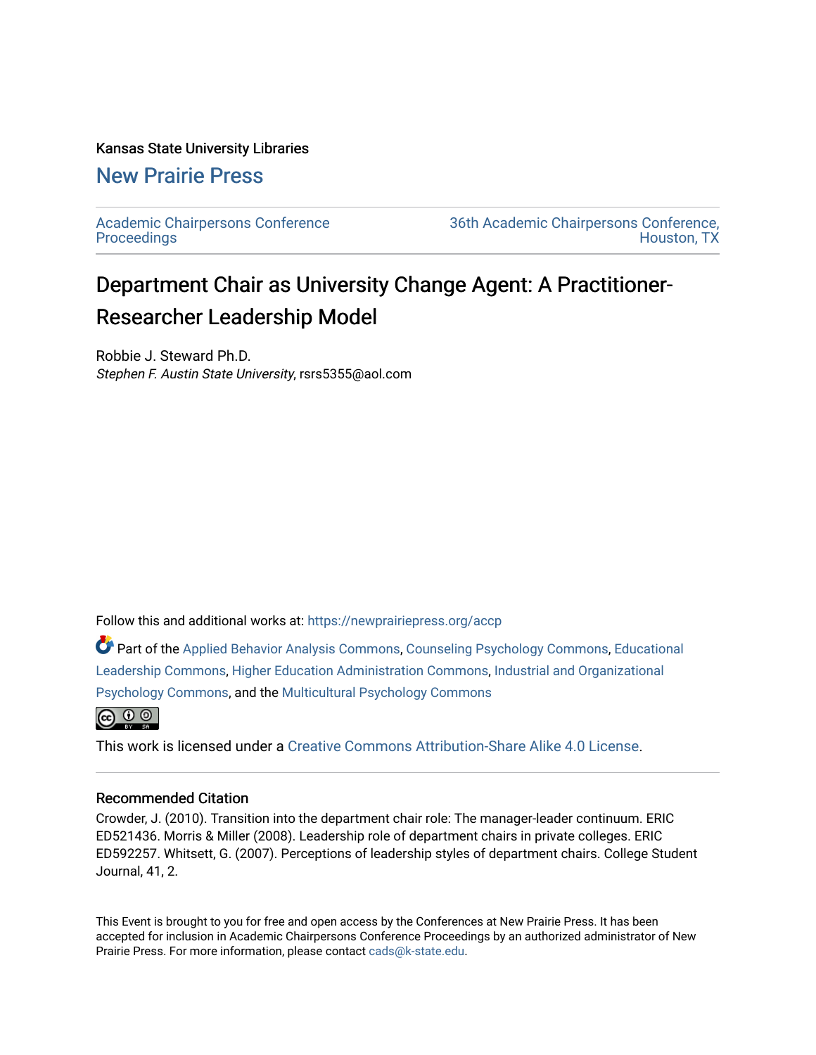Kansas State University Libraries

## New Prairie Press

Academic Chairpersons Conference Proceedings

36th Academic Chairpersons Conference, Houston, TX

# Department Chair as University Change Agent: A Practitioner-Researcher Leadership Model

Robbie J. Steward Ph.D.
*Stephen F. Austin State University*, rsrs5355@aol.com

Follow this and additional works at: https://newprairiepress.org/accp

Part of the Applied Behavior Analysis Commons, Counseling Psychology Commons, Educational Leadership Commons, Higher Education Administration Commons, Industrial and Organizational Psychology Commons, and the Multicultural Psychology Commons

This work is licensed under a Creative Commons Attribution-Share Alike 4.0 License.

### Recommended Citation

Crowder, J. (2010). Transition into the department chair role: The manager-leader continuum. ERIC ED521436. Morris & Miller (2008). Leadership role of department chairs in private colleges. ERIC ED592257. Whitsett, G. (2007). Perceptions of leadership styles of department chairs. College Student Journal, 41, 2.

This Event is brought to you for free and open access by the Conferences at New Prairie Press. It has been accepted for inclusion in Academic Chairpersons Conference Proceedings by an authorized administrator of New Prairie Press. For more information, please contact cads@k-state.edu.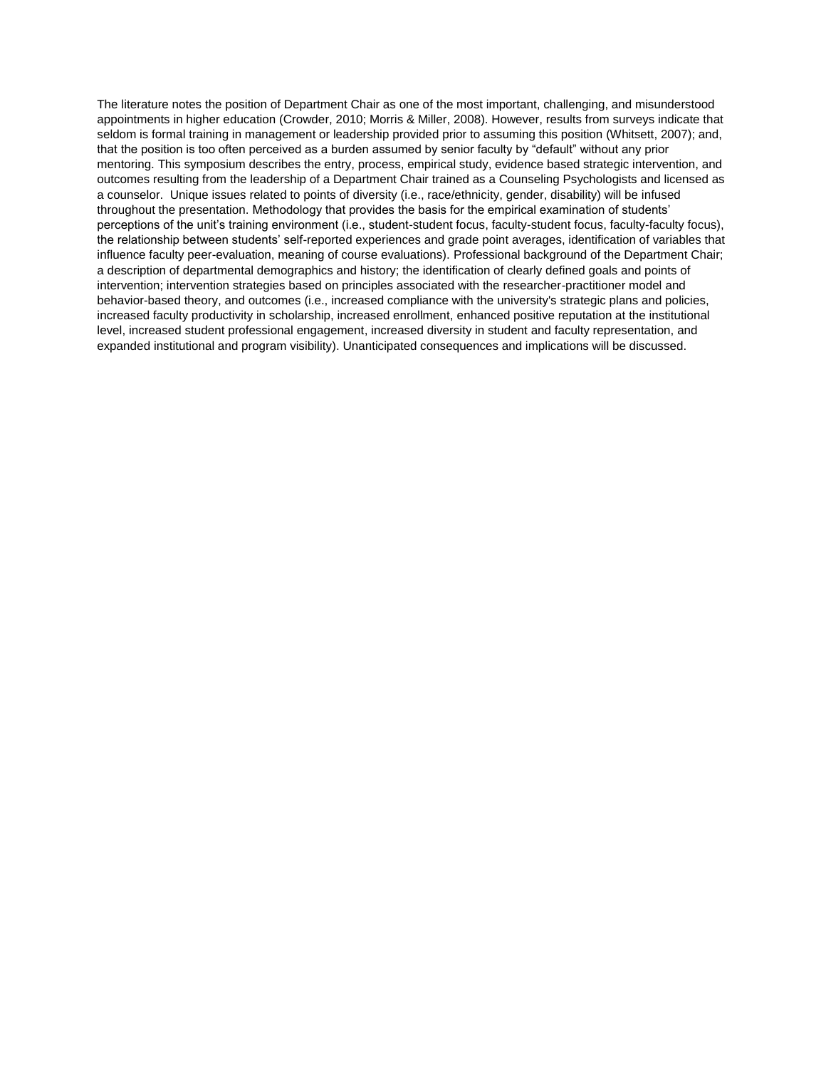The literature notes the position of Department Chair as one of the most important, challenging, and misunderstood appointments in higher education (Crowder, 2010; Morris & Miller, 2008). However, results from surveys indicate that seldom is formal training in management or leadership provided prior to assuming this position (Whitsett, 2007); and, that the position is too often perceived as a burden assumed by senior faculty by "default" without any prior mentoring. This symposium describes the entry, process, empirical study, evidence based strategic intervention, and outcomes resulting from the leadership of a Department Chair trained as a Counseling Psychologists and licensed as a counselor. Unique issues related to points of diversity (i.e., race/ethnicity, gender, disability) will be infused throughout the presentation. Methodology that provides the basis for the empirical examination of students' perceptions of the unit's training environment (i.e., student-student focus, faculty-student focus, faculty-faculty focus), the relationship between students' self-reported experiences and grade point averages, identification of variables that influence faculty peer-evaluation, meaning of course evaluations). Professional background of the Department Chair; a description of departmental demographics and history; the identification of clearly defined goals and points of intervention; intervention strategies based on principles associated with the researcher-practitioner model and behavior-based theory, and outcomes (i.e., increased compliance with the university's strategic plans and policies, increased faculty productivity in scholarship, increased enrollment, enhanced positive reputation at the institutional level, increased student professional engagement, increased diversity in student and faculty representation, and expanded institutional and program visibility). Unanticipated consequences and implications will be discussed.